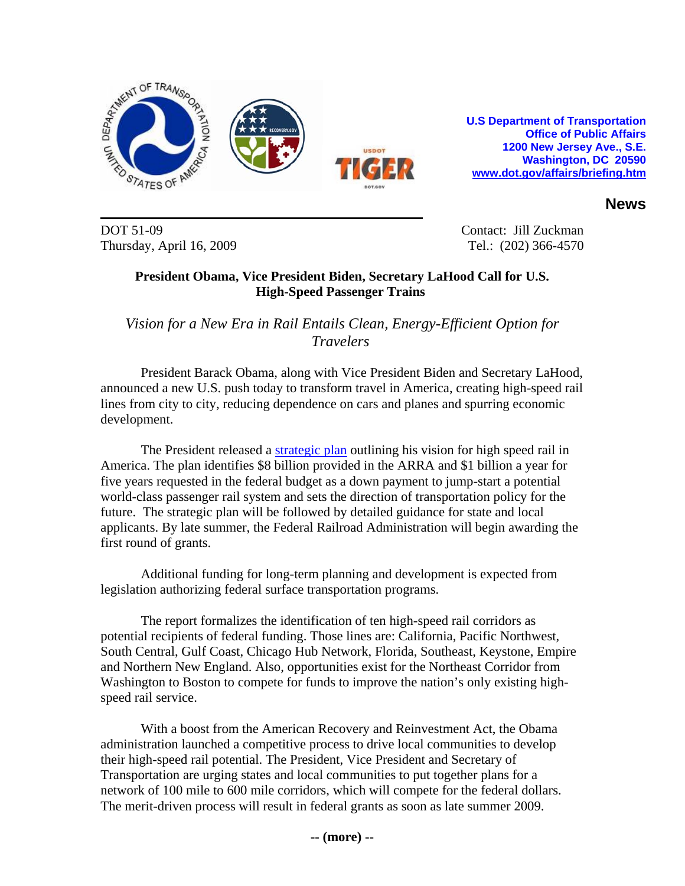U.S Department of Transportation
Office of Public Affairs
1200 New Jersey Ave., S.E.
Washington, DC 20590
www.dot.gov/affairs/briefing.htm

**News**

DOT 51-09
Thursday, April 16, 2009

Contact: Jill Zuckman
Tel.: (202) 366-4570

**President Obama, Vice President Biden, Secretary LaHood Call for U.S. High-Speed Passenger Trains**

*Vision for a New Era in Rail Entails Clean, Energy-Efficient Option for Travelers*

President Barack Obama, along with Vice President Biden and Secretary LaHood, announced a new U.S. push today to transform travel in America, creating high-speed rail lines from city to city, reducing dependence on cars and planes and spurring economic development.

The President released a strategic plan outlining his vision for high speed rail in America. The plan identifies $8 billion provided in the ARRA and $1 billion a year for five years requested in the federal budget as a down payment to jump-start a potential world-class passenger rail system and sets the direction of transportation policy for the future. The strategic plan will be followed by detailed guidance for state and local applicants. By late summer, the Federal Railroad Administration will begin awarding the first round of grants.

Additional funding for long-term planning and development is expected from legislation authorizing federal surface transportation programs.

The report formalizes the identification of ten high-speed rail corridors as potential recipients of federal funding. Those lines are: California, Pacific Northwest, South Central, Gulf Coast, Chicago Hub Network, Florida, Southeast, Keystone, Empire and Northern New England. Also, opportunities exist for the Northeast Corridor from Washington to Boston to compete for funds to improve the nation's only existing high-speed rail service.

With a boost from the American Recovery and Reinvestment Act, the Obama administration launched a competitive process to drive local communities to develop their high-speed rail potential. The President, Vice President and Secretary of Transportation are urging states and local communities to put together plans for a network of 100 mile to 600 mile corridors, which will compete for the federal dollars. The merit-driven process will result in federal grants as soon as late summer 2009.

**-- (more) --**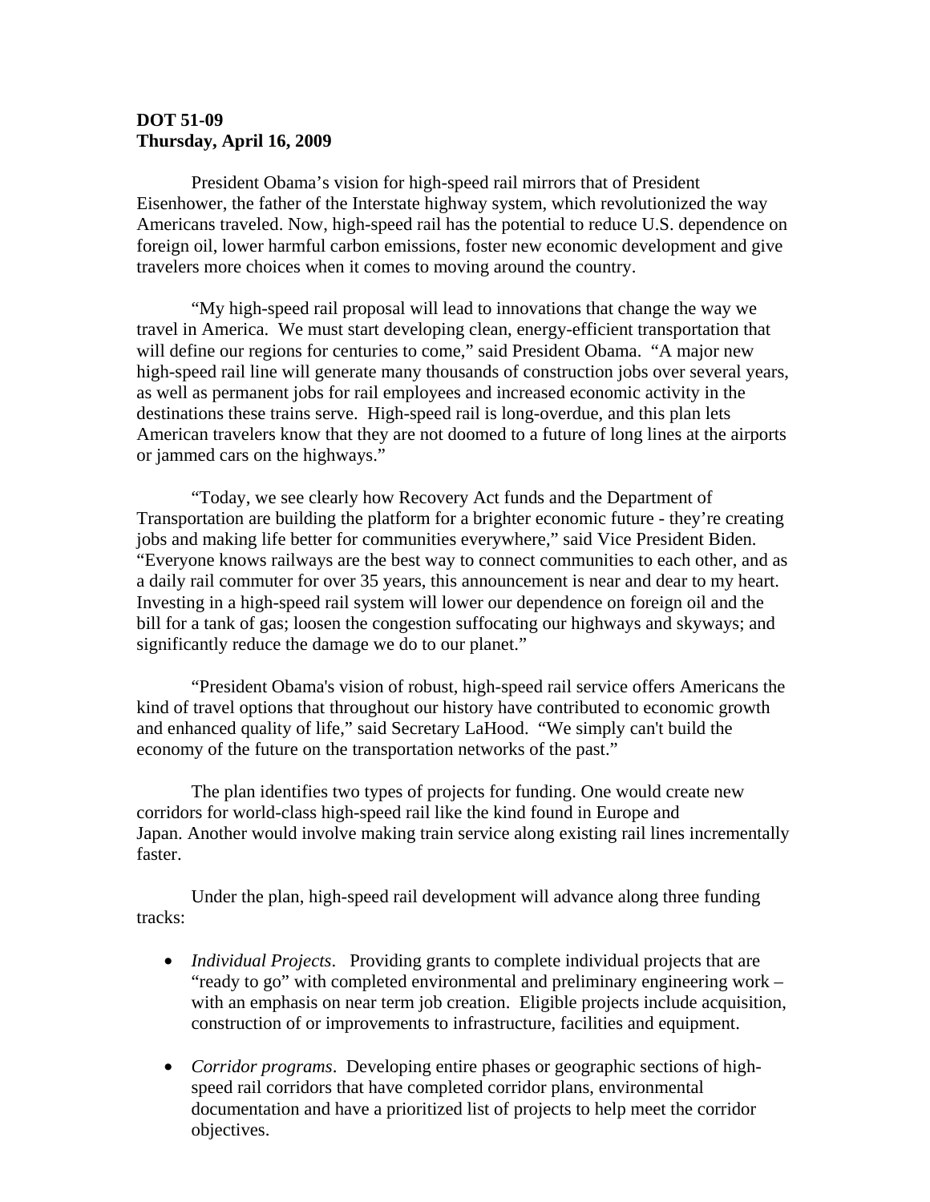**DOT 51-09**
**Thursday, April 16, 2009**

President Obama's vision for high-speed rail mirrors that of President Eisenhower, the father of the Interstate highway system, which revolutionized the way Americans traveled. Now, high-speed rail has the potential to reduce U.S. dependence on foreign oil, lower harmful carbon emissions, foster new economic development and give travelers more choices when it comes to moving around the country.

"My high-speed rail proposal will lead to innovations that change the way we travel in America. We must start developing clean, energy-efficient transportation that will define our regions for centuries to come," said President Obama. "A major new high-speed rail line will generate many thousands of construction jobs over several years, as well as permanent jobs for rail employees and increased economic activity in the destinations these trains serve. High-speed rail is long-overdue, and this plan lets American travelers know that they are not doomed to a future of long lines at the airports or jammed cars on the highways."

"Today, we see clearly how Recovery Act funds and the Department of Transportation are building the platform for a brighter economic future - they're creating jobs and making life better for communities everywhere," said Vice President Biden. "Everyone knows railways are the best way to connect communities to each other, and as a daily rail commuter for over 35 years, this announcement is near and dear to my heart. Investing in a high-speed rail system will lower our dependence on foreign oil and the bill for a tank of gas; loosen the congestion suffocating our highways and skyways; and significantly reduce the damage we do to our planet."

"President Obama's vision of robust, high-speed rail service offers Americans the kind of travel options that throughout our history have contributed to economic growth and enhanced quality of life," said Secretary LaHood. "We simply can't build the economy of the future on the transportation networks of the past."

The plan identifies two types of projects for funding. One would create new corridors for world-class high-speed rail like the kind found in Europe and Japan. Another would involve making train service along existing rail lines incrementally faster.

Under the plan, high-speed rail development will advance along three funding tracks:

- *Individual Projects*. Providing grants to complete individual projects that are "ready to go" with completed environmental and preliminary engineering work – with an emphasis on near term job creation. Eligible projects include acquisition, construction of or improvements to infrastructure, facilities and equipment.

- *Corridor programs*. Developing entire phases or geographic sections of high-speed rail corridors that have completed corridor plans, environmental documentation and have a prioritized list of projects to help meet the corridor objectives.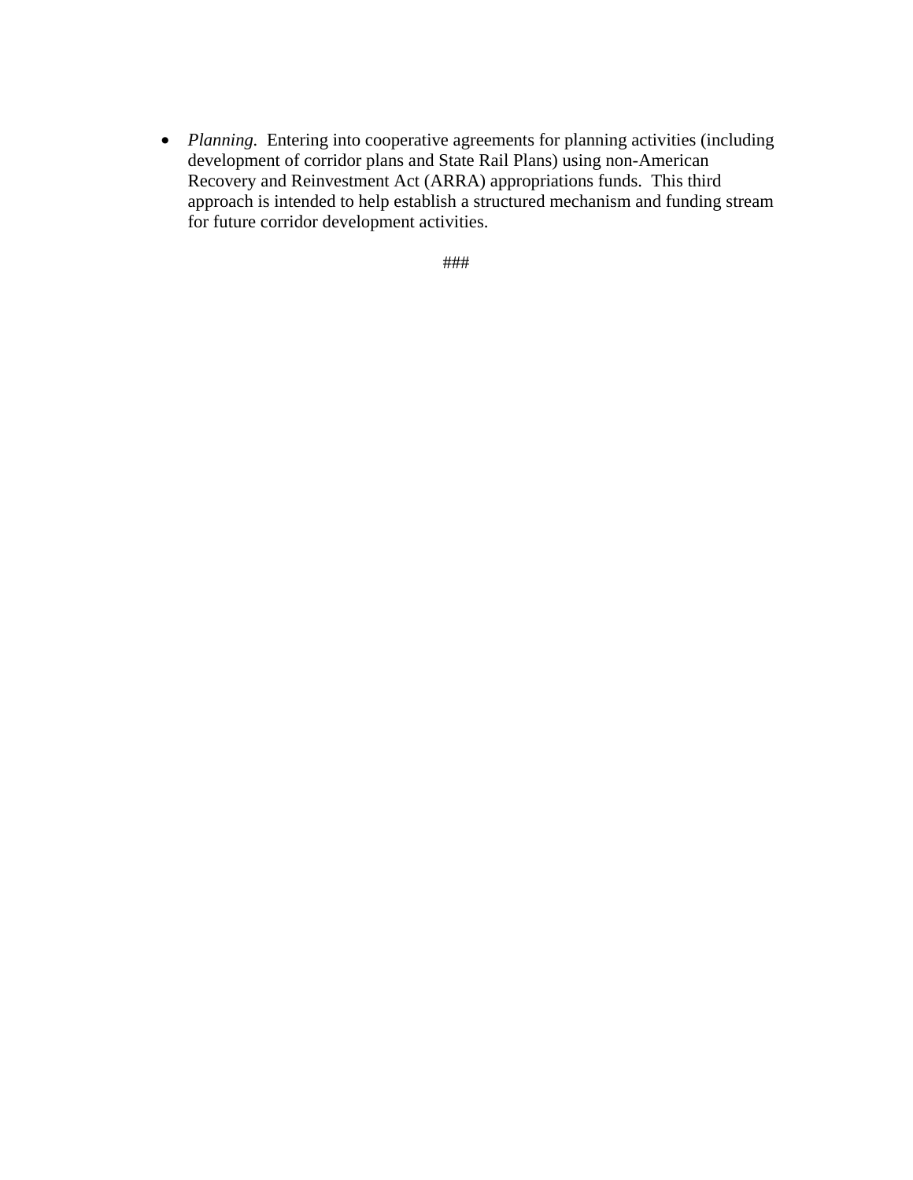- *Planning.* Entering into cooperative agreements for planning activities (including development of corridor plans and State Rail Plans) using non-American Recovery and Reinvestment Act (ARRA) appropriations funds. This third approach is intended to help establish a structured mechanism and funding stream for future corridor development activities.

###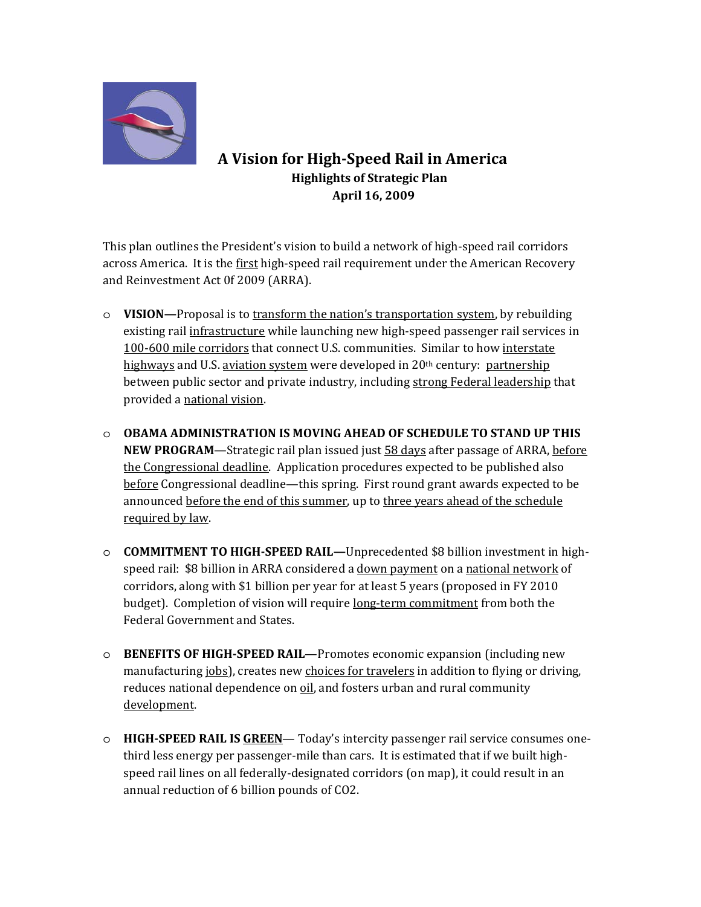# A Vision for High-Speed Rail in America

**Highlights of Strategic Plan**

**April 16, 2009**

This plan outlines the President's vision to build a network of high-speed rail corridors across America. It is the first high-speed rail requirement under the American Recovery and Reinvestment Act 0f 2009 (ARRA).

- **VISION—**Proposal is to transform the nation's transportation system, by rebuilding existing rail infrastructure while launching new high-speed passenger rail services in 100-600 mile corridors that connect U.S. communities. Similar to how interstate highways and U.S. aviation system were developed in 20th century: partnership between public sector and private industry, including strong Federal leadership that provided a national vision.

- **OBAMA ADMINISTRATION IS MOVING AHEAD OF SCHEDULE TO STAND UP THIS NEW PROGRAM**—Strategic rail plan issued just 58 days after passage of ARRA, before the Congressional deadline. Application procedures expected to be published also before Congressional deadline—this spring. First round grant awards expected to be announced before the end of this summer, up to three years ahead of the schedule required by law.

- **COMMITMENT TO HIGH-SPEED RAIL—**Unprecedented $8 billion investment in high-speed rail: $8 billion in ARRA considered a down payment on a national network of corridors, along with $1 billion per year for at least 5 years (proposed in FY 2010 budget). Completion of vision will require long-term commitment from both the Federal Government and States.

- **BENEFITS OF HIGH-SPEED RAIL**—Promotes economic expansion (including new manufacturing jobs), creates new choices for travelers in addition to flying or driving, reduces national dependence on oil, and fosters urban and rural community development.

- **HIGH-SPEED RAIL IS GREEN**— Today's intercity passenger rail service consumes one-third less energy per passenger-mile than cars. It is estimated that if we built high-speed rail lines on all federally-designated corridors (on map), it could result in an annual reduction of 6 billion pounds of $CO_2$.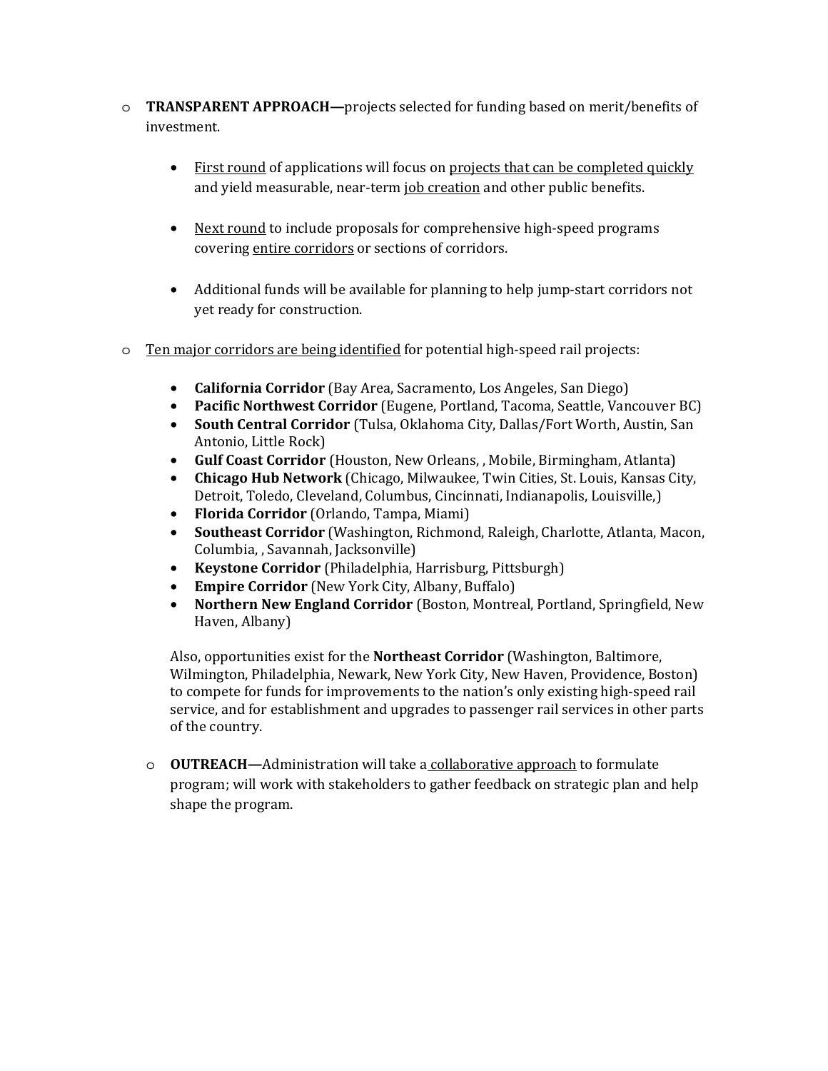- **TRANSPARENT APPROACH—**projects selected for funding based on merit/benefits of investment.

    - First round of applications will focus on projects that can be completed quickly and yield measurable, near-term job creation and other public benefits.

    - Next round to include proposals for comprehensive high-speed programs covering entire corridors or sections of corridors.

    - Additional funds will be available for planning to help jump-start corridors not yet ready for construction.

- Ten major corridors are being identified for potential high-speed rail projects:

    - **California Corridor** (Bay Area, Sacramento, Los Angeles, San Diego)
    - **Pacific Northwest Corridor** (Eugene, Portland, Tacoma, Seattle, Vancouver BC)
    - **South Central Corridor** (Tulsa, Oklahoma City, Dallas/Fort Worth, Austin, San Antonio, Little Rock)
    - **Gulf Coast Corridor** (Houston, New Orleans, , Mobile, Birmingham, Atlanta)
    - **Chicago Hub Network** (Chicago, Milwaukee, Twin Cities, St. Louis, Kansas City, Detroit, Toledo, Cleveland, Columbus, Cincinnati, Indianapolis, Louisville,)
    - **Florida Corridor** (Orlando, Tampa, Miami)
    - **Southeast Corridor** (Washington, Richmond, Raleigh, Charlotte, Atlanta, Macon, Columbia, , Savannah, Jacksonville)
    - **Keystone Corridor** (Philadelphia, Harrisburg, Pittsburgh)
    - **Empire Corridor** (New York City, Albany, Buffalo)
    - **Northern New England Corridor** (Boston, Montreal, Portland, Springfield, New Haven, Albany)

    Also, opportunities exist for the **Northeast Corridor** (Washington, Baltimore, Wilmington, Philadelphia, Newark, New York City, New Haven, Providence, Boston) to compete for funds for improvements to the nation's only existing high-speed rail service, and for establishment and upgrades to passenger rail services in other parts of the country.

- **OUTREACH—**Administration will take a collaborative approach to formulate program; will work with stakeholders to gather feedback on strategic plan and help shape the program.